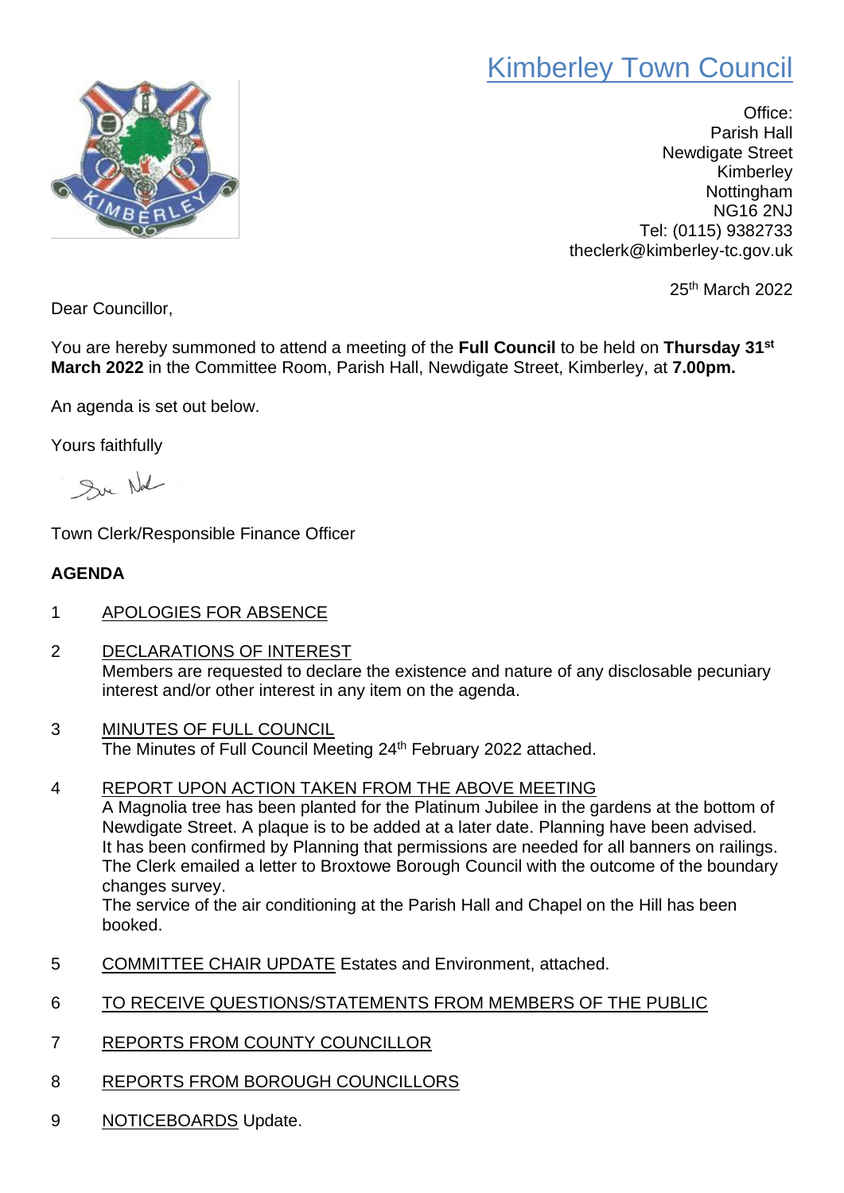# Kimberley Town Council

Office:
Parish Hall
Newdigate Street
Kimberley
Nottingham
NG16 2NJ
Tel: (0115) 9382733
theclerk@kimberley-tc.gov.uk

25th March 2022

Dear Councillor,

You are hereby summoned to attend a meeting of the **Full Council** to be held on **Thursday 31st March 2022** in the Committee Room, Parish Hall, Newdigate Street, Kimberley, at **7.00pm.**

An agenda is set out below.

Yours faithfully

Town Clerk/Responsible Finance Officer

**AGENDA**

1 APOLOGIES FOR ABSENCE

2 DECLARATIONS OF INTEREST
Members are requested to declare the existence and nature of any disclosable pecuniary interest and/or other interest in any item on the agenda.

3 MINUTES OF FULL COUNCIL
The Minutes of Full Council Meeting 24th February 2022 attached.

4 REPORT UPON ACTION TAKEN FROM THE ABOVE MEETING
A Magnolia tree has been planted for the Platinum Jubilee in the gardens at the bottom of Newdigate Street. A plaque is to be added at a later date. Planning have been advised.
It has been confirmed by Planning that permissions are needed for all banners on railings.
The Clerk emailed a letter to Broxtowe Borough Council with the outcome of the boundary changes survey.
The service of the air conditioning at the Parish Hall and Chapel on the Hill has been booked.

5 COMMITTEE CHAIR UPDATE Estates and Environment, attached.

6 TO RECEIVE QUESTIONS/STATEMENTS FROM MEMBERS OF THE PUBLIC

7 REPORTS FROM COUNTY COUNCILLOR

8 REPORTS FROM BOROUGH COUNCILLORS

9 NOTICEBOARDS Update.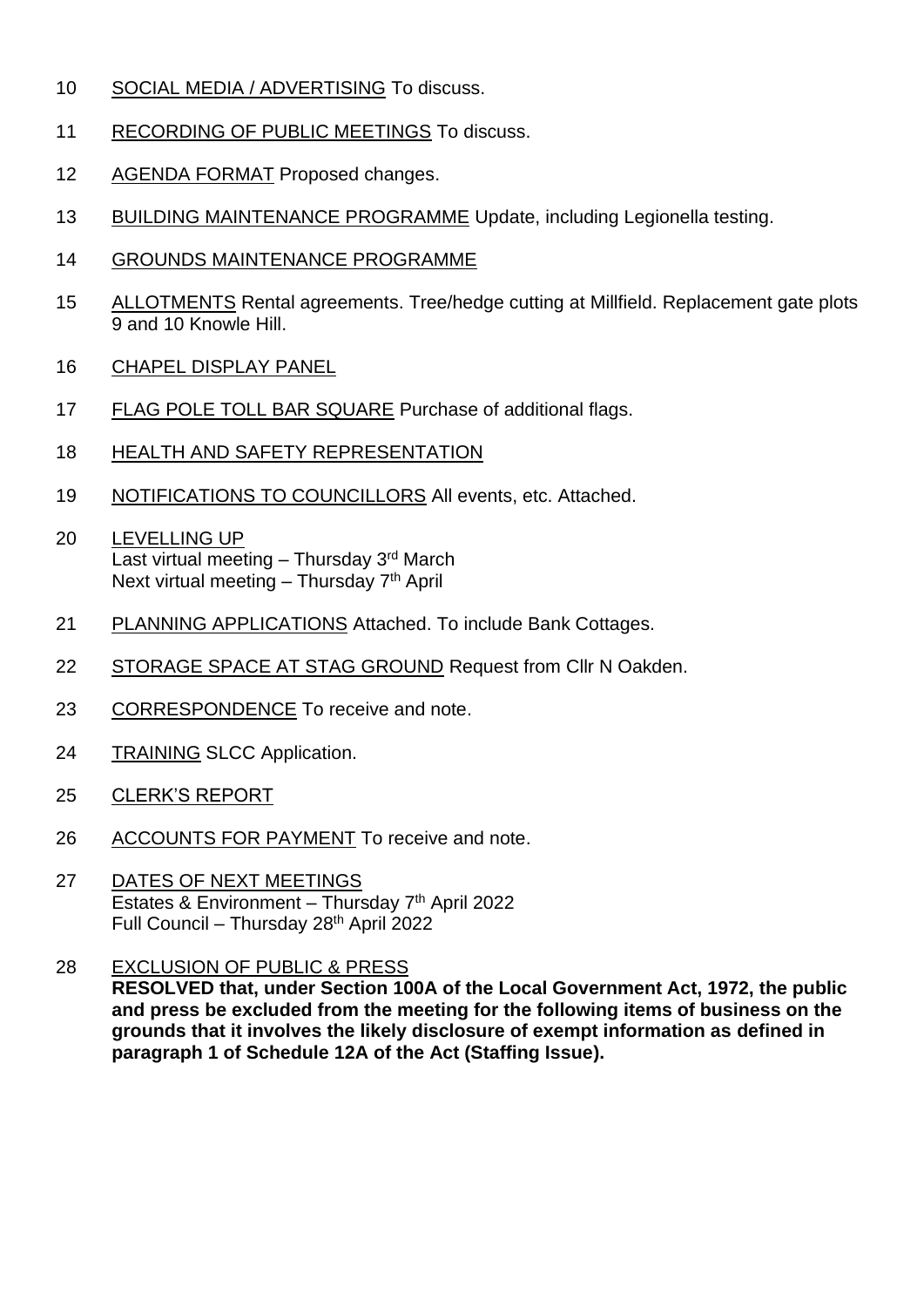10 SOCIAL MEDIA / ADVERTISING To discuss.

11 RECORDING OF PUBLIC MEETINGS To discuss.

12 AGENDA FORMAT Proposed changes.

13 BUILDING MAINTENANCE PROGRAMME Update, including Legionella testing.

14 GROUNDS MAINTENANCE PROGRAMME

15 ALLOTMENTS Rental agreements. Tree/hedge cutting at Millfield. Replacement gate plots 9 and 10 Knowle Hill.

16 CHAPEL DISPLAY PANEL

17 FLAG POLE TOLL BAR SQUARE Purchase of additional flags.

18 HEALTH AND SAFETY REPRESENTATION

19 NOTIFICATIONS TO COUNCILLORS All events, etc. Attached.

20 LEVELLING UP
Last virtual meeting – Thursday 3rd March
Next virtual meeting – Thursday 7th April

21 PLANNING APPLICATIONS Attached. To include Bank Cottages.

22 STORAGE SPACE AT STAG GROUND Request from Cllr N Oakden.

23 CORRESPONDENCE To receive and note.

24 TRAINING SLCC Application.

25 CLERK'S REPORT

26 ACCOUNTS FOR PAYMENT To receive and note.

27 DATES OF NEXT MEETINGS
Estates & Environment – Thursday 7th April 2022
Full Council – Thursday 28th April 2022

28 EXCLUSION OF PUBLIC & PRESS
**RESOLVED that, under Section 100A of the Local Government Act, 1972, the public and press be excluded from the meeting for the following items of business on the grounds that it involves the likely disclosure of exempt information as defined in paragraph 1 of Schedule 12A of the Act (Staffing Issue).**